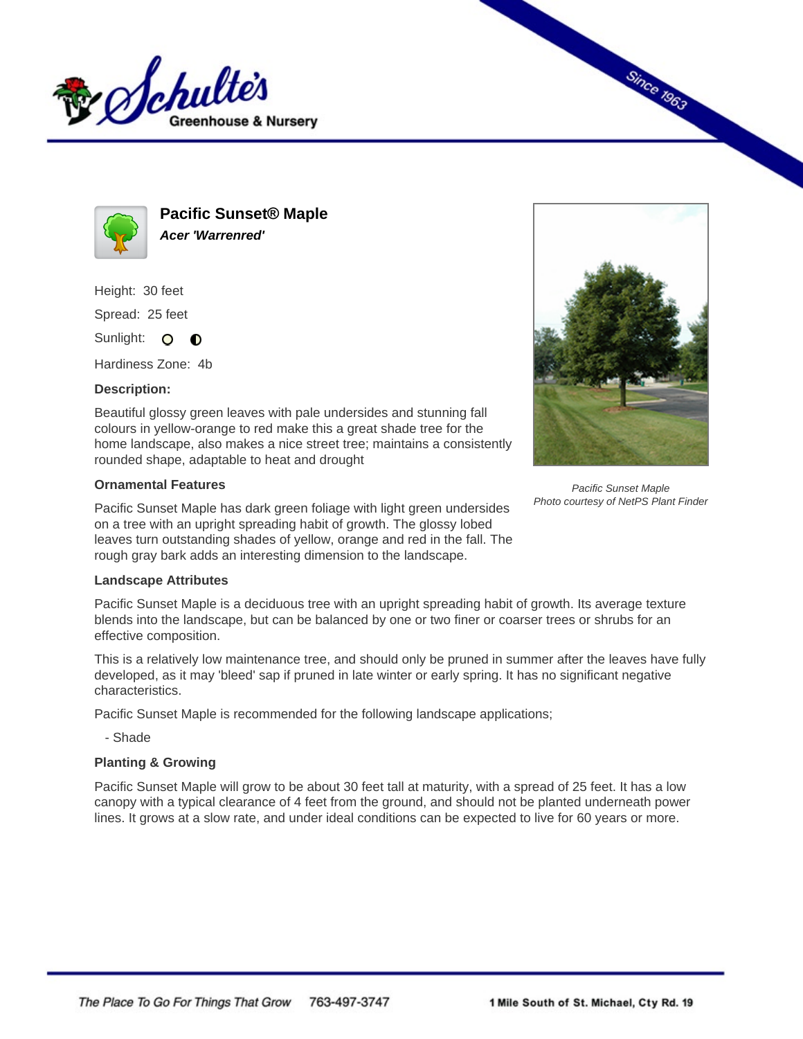Schulte's Greenhouse & Nursery

Since 1963

# Pacific Sunset® Maple

***Acer 'Warrenred'***

Height: 30 feet

Spread: 25 feet

Sunlight:

Hardiness Zone: 4b

### Description:

Beautiful glossy green leaves with pale undersides and stunning fall colours in yellow-orange to red make this a great shade tree for the home landscape, also makes a nice street tree; maintains a consistently rounded shape, adaptable to heat and drought

*Pacific Sunset Maple*
*Photo courtesy of NetPS Plant Finder*

### Ornamental Features

Pacific Sunset Maple has dark green foliage with light green undersides on a tree with an upright spreading habit of growth. The glossy lobed leaves turn outstanding shades of yellow, orange and red in the fall. The rough gray bark adds an interesting dimension to the landscape.

### Landscape Attributes

Pacific Sunset Maple is a deciduous tree with an upright spreading habit of growth. Its average texture blends into the landscape, but can be balanced by one or two finer or coarser trees or shrubs for an effective composition.

This is a relatively low maintenance tree, and should only be pruned in summer after the leaves have fully developed, as it may 'bleed' sap if pruned in late winter or early spring. It has no significant negative characteristics.

Pacific Sunset Maple is recommended for the following landscape applications;

- Shade

### Planting & Growing

Pacific Sunset Maple will grow to be about 30 feet tall at maturity, with a spread of 25 feet. It has a low canopy with a typical clearance of 4 feet from the ground, and should not be planted underneath power lines. It grows at a slow rate, and under ideal conditions can be expected to live for 60 years or more.

*The Place To Go For Things That Grow* 763-497-3747 **1 Mile South of St. Michael, Cty Rd. 19**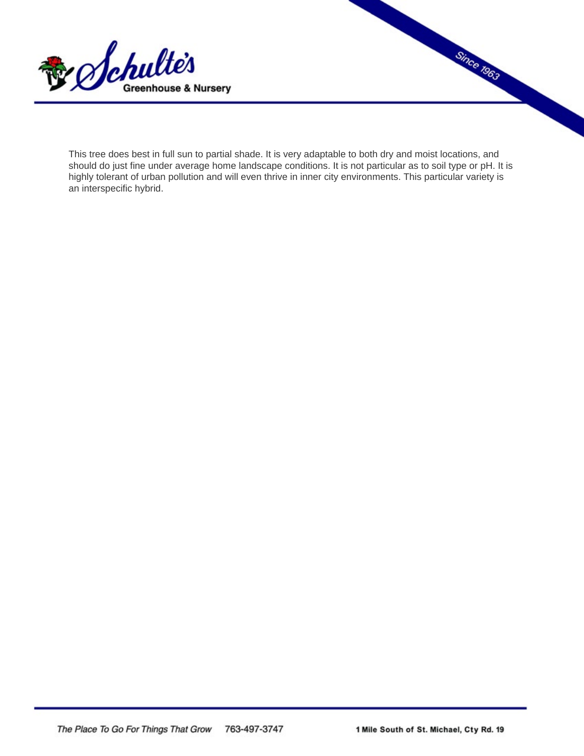This tree does best in full sun to partial shade. It is very adaptable to both dry and moist locations, and should do just fine under average home landscape conditions. It is not particular as to soil type or pH. It is highly tolerant of urban pollution and will even thrive in inner city environments. This particular variety is an interspecific hybrid.